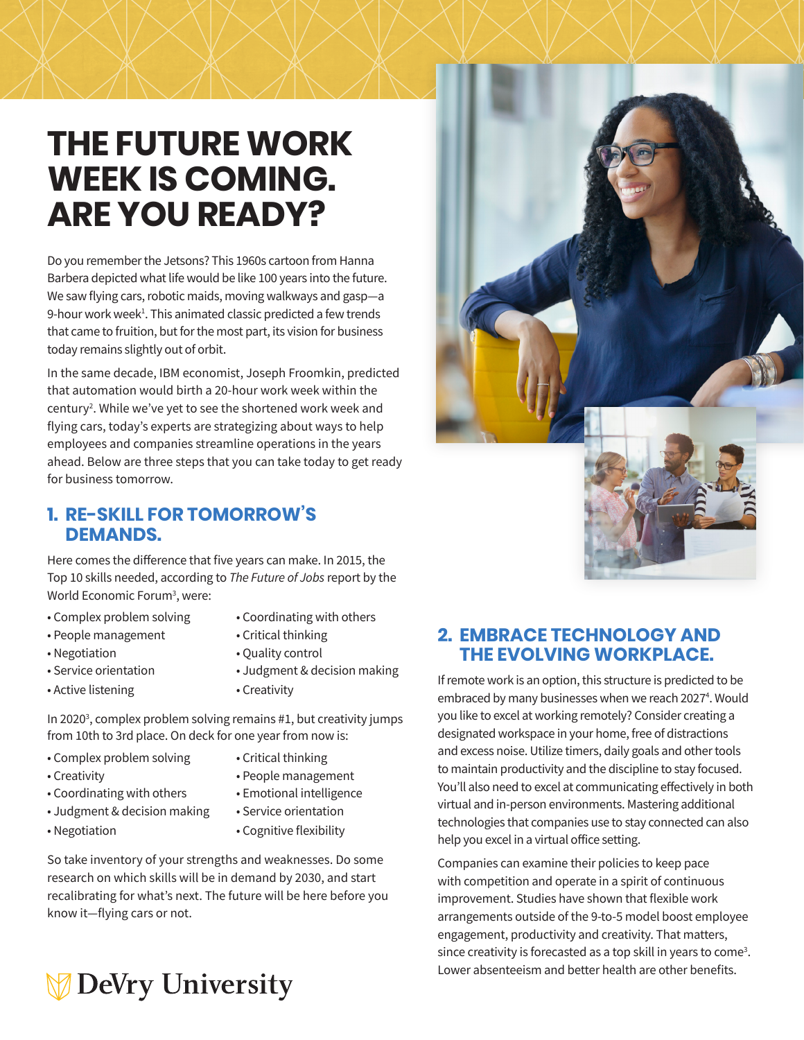# THE FUTURE WORK WEEK IS COMING. ARE YOU READY?

Do you remember the Jetsons? This 1960s cartoon from Hanna Barbera depicted what life would be like 100 years into the future. We saw flying cars, robotic maids, moving walkways and gasp—a 9-hour work week[1]. This animated classic predicted a few trends that came to fruition, but for the most part, its vision for business today remains slightly out of orbit.

In the same decade, IBM economist, Joseph Froomkin, predicted that automation would birth a 20-hour work week within the century[2]. While we've yet to see the shortened work week and flying cars, today's experts are strategizing about ways to help employees and companies streamline operations in the years ahead. Below are three steps that you can take today to get ready for business tomorrow.

## 1. RE-SKILL FOR TOMORROW'S DEMANDS.

Here comes the difference that five years can make. In 2015, the Top 10 skills needed, according to *The Future of Jobs* report by the World Economic Forum[3], were:

- Complex problem solving
- People management
- Negotiation
- Service orientation
- Active listening
- Coordinating with others
- Critical thinking
- Quality control
- Judgment & decision making
- Creativity

In 2020[3], complex problem solving remains #1, but creativity jumps from 10th to 3rd place. On deck for one year from now is:

- Complex problem solving
- Creativity
- Coordinating with others
- Judgment & decision making
- Negotiation
- Critical thinking
- People management
- Emotional intelligence
- Service orientation
- Cognitive flexibility

So take inventory of your strengths and weaknesses. Do some research on which skills will be in demand by 2030, and start recalibrating for what's next. The future will be here before you know it—flying cars or not.

## 2. EMBRACE TECHNOLOGY AND THE EVOLVING WORKPLACE.

If remote work is an option, this structure is predicted to be embraced by many businesses when we reach 2027[4]. Would you like to excel at working remotely? Consider creating a designated workspace in your home, free of distractions and excess noise. Utilize timers, daily goals and other tools to maintain productivity and the discipline to stay focused. You'll also need to excel at communicating effectively in both virtual and in-person environments. Mastering additional technologies that companies use to stay connected can also help you excel in a virtual office setting.

Companies can examine their policies to keep pace with competition and operate in a spirit of continuous improvement. Studies have shown that flexible work arrangements outside of the 9-to-5 model boost employee engagement, productivity and creativity. That matters, since creativity is forecasted as a top skill in years to come[3]. Lower absenteeism and better health are other benefits.

DeVry University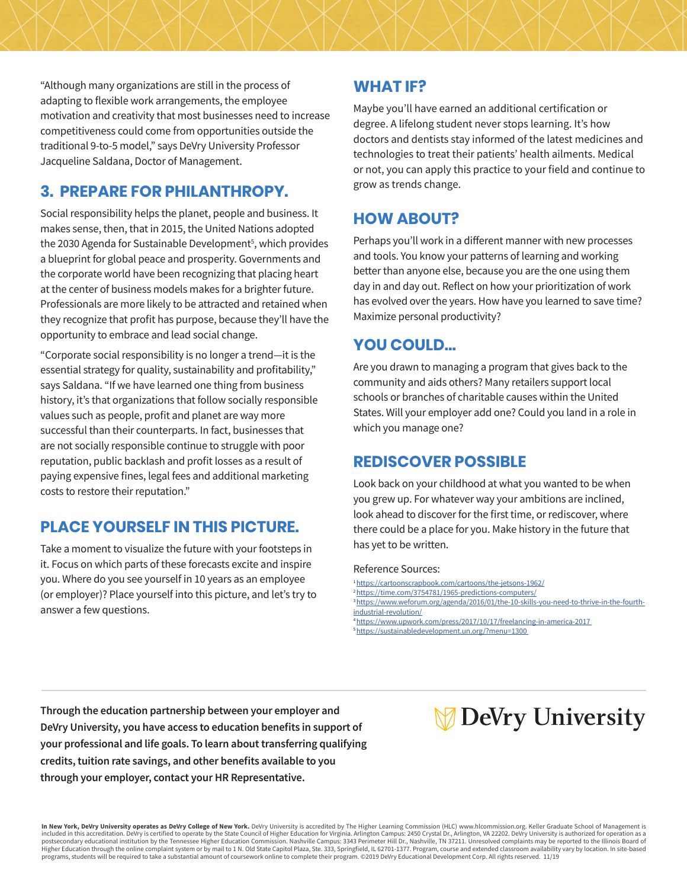"Although many organizations are still in the process of adapting to flexible work arrangements, the employee motivation and creativity that most businesses need to increase competitiveness could come from opportunities outside the traditional 9-to-5 model," says DeVry University Professor Jacqueline Saldana, Doctor of Management.

## 3. PREPARE FOR PHILANTHROPY.

Social responsibility helps the planet, people and business. It makes sense, then, that in 2015, the United Nations adopted the 2030 Agenda for Sustainable Development[5], which provides a blueprint for global peace and prosperity. Governments and the corporate world have been recognizing that placing heart at the center of business models makes for a brighter future. Professionals are more likely to be attracted and retained when they recognize that profit has purpose, because they'll have the opportunity to embrace and lead social change.

"Corporate social responsibility is no longer a trend—it is the essential strategy for quality, sustainability and profitability," says Saldana. "If we have learned one thing from business history, it's that organizations that follow socially responsible values such as people, profit and planet are way more successful than their counterparts. In fact, businesses that are not socially responsible continue to struggle with poor reputation, public backlash and profit losses as a result of paying expensive fines, legal fees and additional marketing costs to restore their reputation."

## PLACE YOURSELF IN THIS PICTURE.

Take a moment to visualize the future with your footsteps in it. Focus on which parts of these forecasts excite and inspire you. Where do you see yourself in 10 years as an employee (or employer)? Place yourself into this picture, and let's try to answer a few questions.

## WHAT IF?

Maybe you'll have earned an additional certification or degree. A lifelong student never stops learning. It's how doctors and dentists stay informed of the latest medicines and technologies to treat their patients' health ailments. Medical or not, you can apply this practice to your field and continue to grow as trends change.

## HOW ABOUT?

Perhaps you'll work in a different manner with new processes and tools. You know your patterns of learning and working better than anyone else, because you are the one using them day in and day out. Reflect on how your prioritization of work has evolved over the years. How have you learned to save time? Maximize personal productivity?

## YOU COULD...

Are you drawn to managing a program that gives back to the community and aids others? Many retailers support local schools or branches of charitable causes within the United States. Will your employer add one? Could you land in a role in which you manage one?

## REDISCOVER POSSIBLE

Look back on your childhood at what you wanted to be when you grew up. For whatever way your ambitions are inclined, look ahead to discover for the first time, or rediscover, where there could be a place for you. Make history in the future that has yet to be written.

Reference Sources:

[1] https://cartoonscrapbook.com/cartoons/the-jetsons-1962/
[2] https://time.com/3754781/1965-predictions-computers/
[3] https://www.weforum.org/agenda/2016/01/the-10-skills-you-need-to-thrive-in-the-fourth-industrial-revolution/
[4] https://www.upwork.com/press/2017/10/17/freelancing-in-america-2017
[5] https://sustainabledevelopment.un.org/?menu=1300

**Through the education partnership between your employer and DeVry University, you have access to education benefits in support of your professional and life goals. To learn about transferring qualifying credits, tuition rate savings, and other benefits available to you through your employer, contact your HR Representative.**

DeVry University

**In New York, DeVry University operates as DeVry College of New York.** DeVry University is accredited by The Higher Learning Commission (HLC) www.hlcommission.org. Keller Graduate School of Management is included in this accreditation. DeVry is certified to operate by the State Council of Higher Education for Virginia. Arlington Campus: 2450 Crystal Dr., Arlington, VA 22202. DeVry University is authorized for operation as a postsecondary educational institution by the Tennessee Higher Education Commission. Nashville Campus: 3343 Perimeter Hill Dr., Nashville, TN 37211. Unresolved complaints may be reported to the Illinois Board of Higher Education through the online complaint system or by mail to 1 N. Old State Capitol Plaza, Ste. 333, Springfield, IL 62701-1377. Program, course and extended classroom availability vary by location. In site-based programs, students will be required to take a substantial amount of coursework online to complete their program. ©2019 DeVry Educational Development Corp. All rights reserved. 11/19